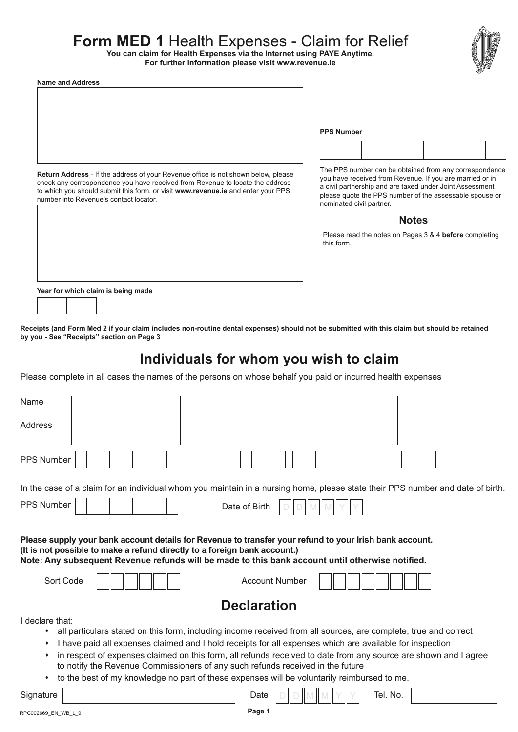# Form MED 1 Health Expenses - Claim for Relief

**You can claim for Health Expenses via the Internet using PAYE Anytime.**
**For further information please visit www.revenue.ie**

**Name and Address**

**PPS Number**

The PPS number can be obtained from any correspondence you have received from Revenue. If you are married or in a civil partnership and are taxed under Joint Assessment please quote the PPS number of the assessable spouse or nominated civil partner.

**Return Address** - If the address of your Revenue office is not shown below, please check any correspondence you have received from Revenue to locate the address to which you should submit this form, or visit **www.revenue.ie** and enter your PPS number into Revenue's contact locator.

### Notes

Please read the notes on Pages 3 & 4 **before** completing this form.

**Year for which claim is being made**

**Receipts (and Form Med 2 if your claim includes non-routine dental expenses) should not be submitted with this claim but should be retained by you - See "Receipts" section on Page 3**

## Individuals for whom you wish to claim

Please complete in all cases the names of the persons on whose behalf you paid or incurred health expenses

| | | | | |
|---|---|---|---|---|
| Name | | | | |
| Address | | | | |
| PPS Number | | | | |

In the case of a claim for an individual whom you maintain in a nursing home, please state their PPS number and date of birth.

PPS Number Date of Birth D D M M Y Y

**Please supply your bank account details for Revenue to transfer your refund to your Irish bank account.**
**(It is not possible to make a refund directly to a foreign bank account.)**
**Note: Any subsequent Revenue refunds will be made to this bank account until otherwise notified.**

Sort Code Account Number

## Declaration

I declare that:

- all particulars stated on this form, including income received from all sources, are complete, true and correct
- I have paid all expenses claimed and I hold receipts for all expenses which are available for inspection
- in respect of expenses claimed on this form, all refunds received to date from any source are shown and I agree to notify the Revenue Commissioners of any such refunds received in the future
- to the best of my knowledge no part of these expenses will be voluntarily reimbursed to me.

Signature Date D D M M Y Y Tel. No.

RPC002669_EN_WB_L_9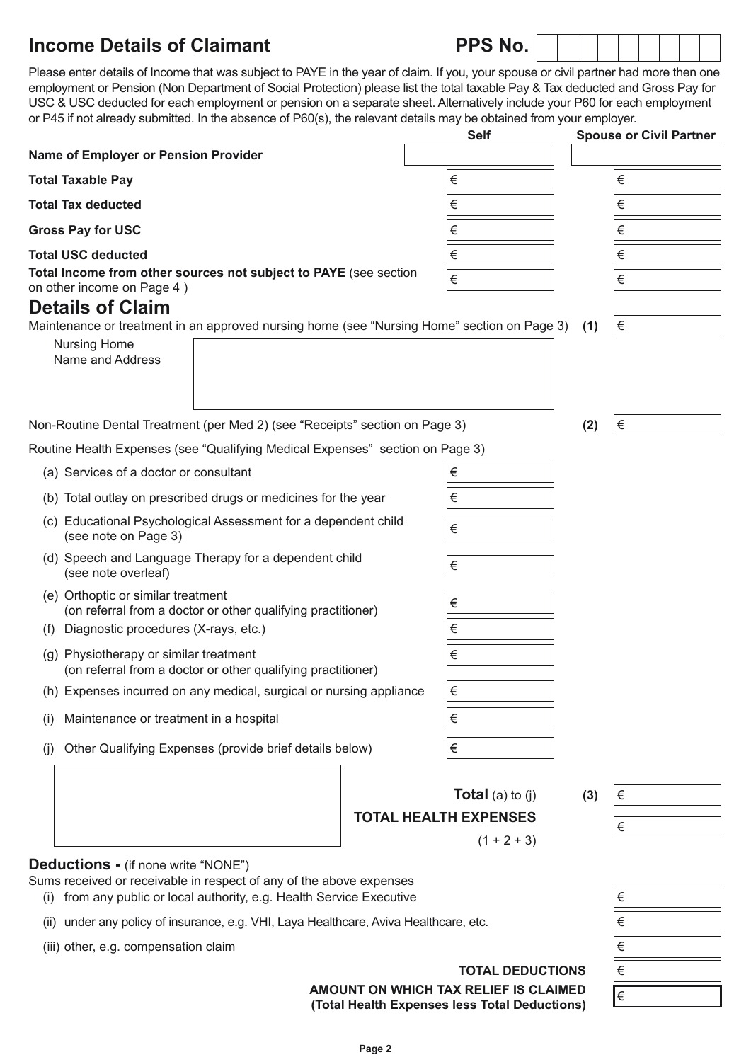## Income Details of Claimant

**PPS No.** | | | | | | | | | |

Please enter details of Income that was subject to PAYE in the year of claim. If you, your spouse or civil partner had more then one employment or Pension (Non Department of Social Protection) please list the total taxable Pay & Tax deducted and Gross Pay for USC & USC deducted for each employment or pension on a separate sheet. Alternatively include your P60 for each employment or P45 if not already submitted. In the absence of P60(s), the relevant details may be obtained from your employer.

| | Self | Spouse or Civil Partner |
|---|---|---|
| **Name of Employer or Pension Provider** | | |
| **Total Taxable Pay** | € | € |
| **Total Tax deducted** | € | € |
| **Gross Pay for USC** | € | € |
| **Total USC deducted** | € | € |
| **Total Income from other sources not subject to PAYE** (see section on other income on Page 4 ) | € | € |

## Details of Claim

Maintenance or treatment in an approved nursing home (see "Nursing Home" section on Page 3) **(1)** €

Nursing Home Name and Address

Non-Routine Dental Treatment (per Med 2) (see "Receipts" section on Page 3) **(2)** €

Routine Health Expenses (see "Qualifying Medical Expenses" section on Page 3)

| | |
|---|---|
| (a) Services of a doctor or consultant | € |
| (b) Total outlay on prescribed drugs or medicines for the year | € |
| (c) Educational Psychological Assessment for a dependent child (see note on Page 3) | € |
| (d) Speech and Language Therapy for a dependent child (see note overleaf) | € |
| (e) Orthoptic or similar treatment (on referral from a doctor or other qualifying practitioner) | € |
| (f) Diagnostic procedures (X-rays, etc.) | € |
| (g) Physiotherapy or similar treatment (on referral from a doctor or other qualifying practitioner) | € |
| (h) Expenses incurred on any medical, surgical or nursing appliance | € |
| (i) Maintenance or treatment in a hospital | € |
| (j) Other Qualifying Expenses (provide brief details below) | € |

**Total** (a) to (j) **(3)** €

**TOTAL HEALTH EXPENSES** (1 + 2 + 3) €

**Deductions -** (if none write "NONE")

Sums received or receivable in respect of any of the above expenses

| | |
|---|---|
| (i) from any public or local authority, e.g. Health Service Executive | € |
| (ii) under any policy of insurance, e.g. VHI, Laya Healthcare, Aviva Healthcare, etc. | € |
| (iii) other, e.g. compensation claim | € |
| **TOTAL DEDUCTIONS** | € |
| **AMOUNT ON WHICH TAX RELIEF IS CLAIMED (Total Health Expenses less Total Deductions)** | € |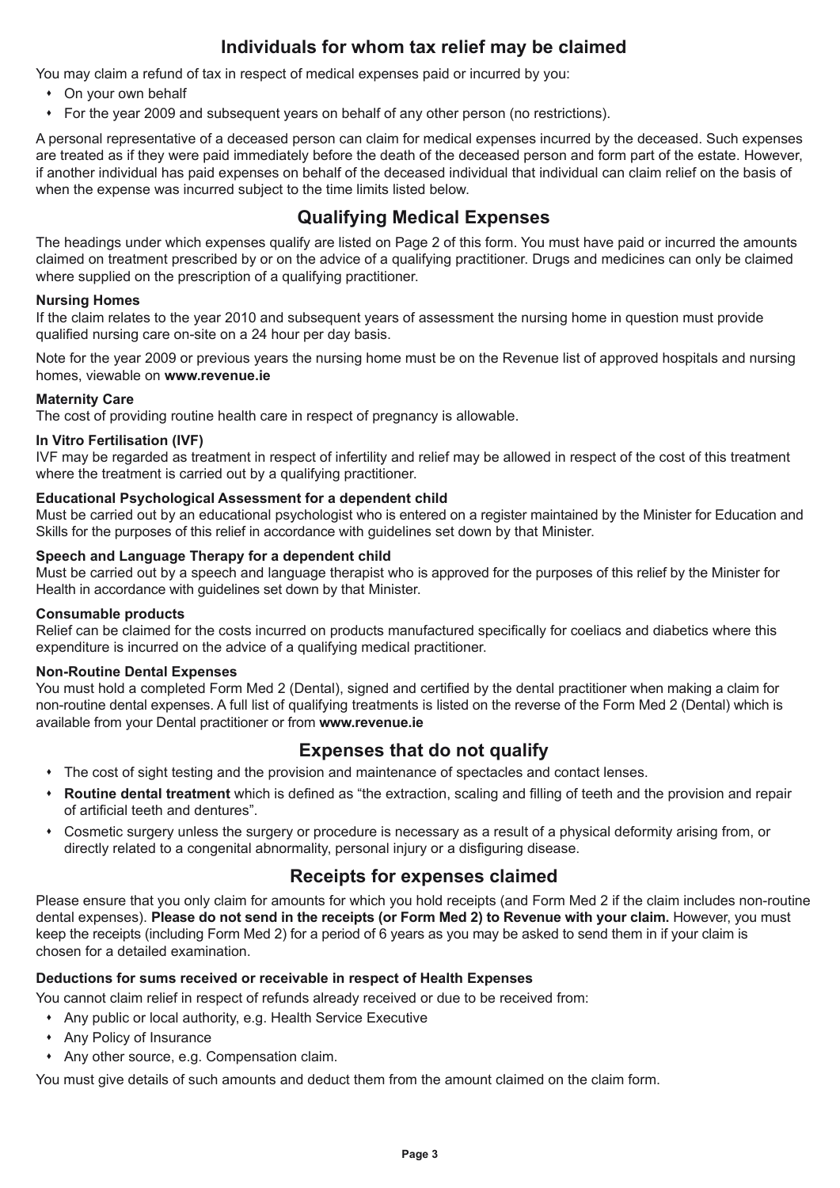## Individuals for whom tax relief may be claimed

You may claim a refund of tax in respect of medical expenses paid or incurred by you:

- On your own behalf
- For the year 2009 and subsequent years on behalf of any other person (no restrictions).

A personal representative of a deceased person can claim for medical expenses incurred by the deceased. Such expenses are treated as if they were paid immediately before the death of the deceased person and form part of the estate. However, if another individual has paid expenses on behalf of the deceased individual that individual can claim relief on the basis of when the expense was incurred subject to the time limits listed below.

## Qualifying Medical Expenses

The headings under which expenses qualify are listed on Page 2 of this form. You must have paid or incurred the amounts claimed on treatment prescribed by or on the advice of a qualifying practitioner. Drugs and medicines can only be claimed where supplied on the prescription of a qualifying practitioner.

**Nursing Homes**
If the claim relates to the year 2010 and subsequent years of assessment the nursing home in question must provide qualified nursing care on-site on a 24 hour per day basis.

Note for the year 2009 or previous years the nursing home must be on the Revenue list of approved hospitals and nursing homes, viewable on **www.revenue.ie**

**Maternity Care**
The cost of providing routine health care in respect of pregnancy is allowable.

**In Vitro Fertilisation (IVF)**
IVF may be regarded as treatment in respect of infertility and relief may be allowed in respect of the cost of this treatment where the treatment is carried out by a qualifying practitioner.

**Educational Psychological Assessment for a dependent child**
Must be carried out by an educational psychologist who is entered on a register maintained by the Minister for Education and Skills for the purposes of this relief in accordance with guidelines set down by that Minister.

**Speech and Language Therapy for a dependent child**
Must be carried out by a speech and language therapist who is approved for the purposes of this relief by the Minister for Health in accordance with guidelines set down by that Minister.

**Consumable products**
Relief can be claimed for the costs incurred on products manufactured specifically for coeliacs and diabetics where this expenditure is incurred on the advice of a qualifying medical practitioner.

**Non-Routine Dental Expenses**
You must hold a completed Form Med 2 (Dental), signed and certified by the dental practitioner when making a claim for non-routine dental expenses. A full list of qualifying treatments is listed on the reverse of the Form Med 2 (Dental) which is available from your Dental practitioner or from **www.revenue.ie**

## Expenses that do not qualify

- The cost of sight testing and the provision and maintenance of spectacles and contact lenses.
- **Routine dental treatment** which is defined as "the extraction, scaling and filling of teeth and the provision and repair of artificial teeth and dentures".
- Cosmetic surgery unless the surgery or procedure is necessary as a result of a physical deformity arising from, or directly related to a congenital abnormality, personal injury or a disfiguring disease.

## Receipts for expenses claimed

Please ensure that you only claim for amounts for which you hold receipts (and Form Med 2 if the claim includes non-routine dental expenses). **Please do not send in the receipts (or Form Med 2) to Revenue with your claim.** However, you must keep the receipts (including Form Med 2) for a period of 6 years as you may be asked to send them in if your claim is chosen for a detailed examination.

**Deductions for sums received or receivable in respect of Health Expenses**

You cannot claim relief in respect of refunds already received or due to be received from:

- Any public or local authority, e.g. Health Service Executive
- Any Policy of Insurance
- Any other source, e.g. Compensation claim.

You must give details of such amounts and deduct them from the amount claimed on the claim form.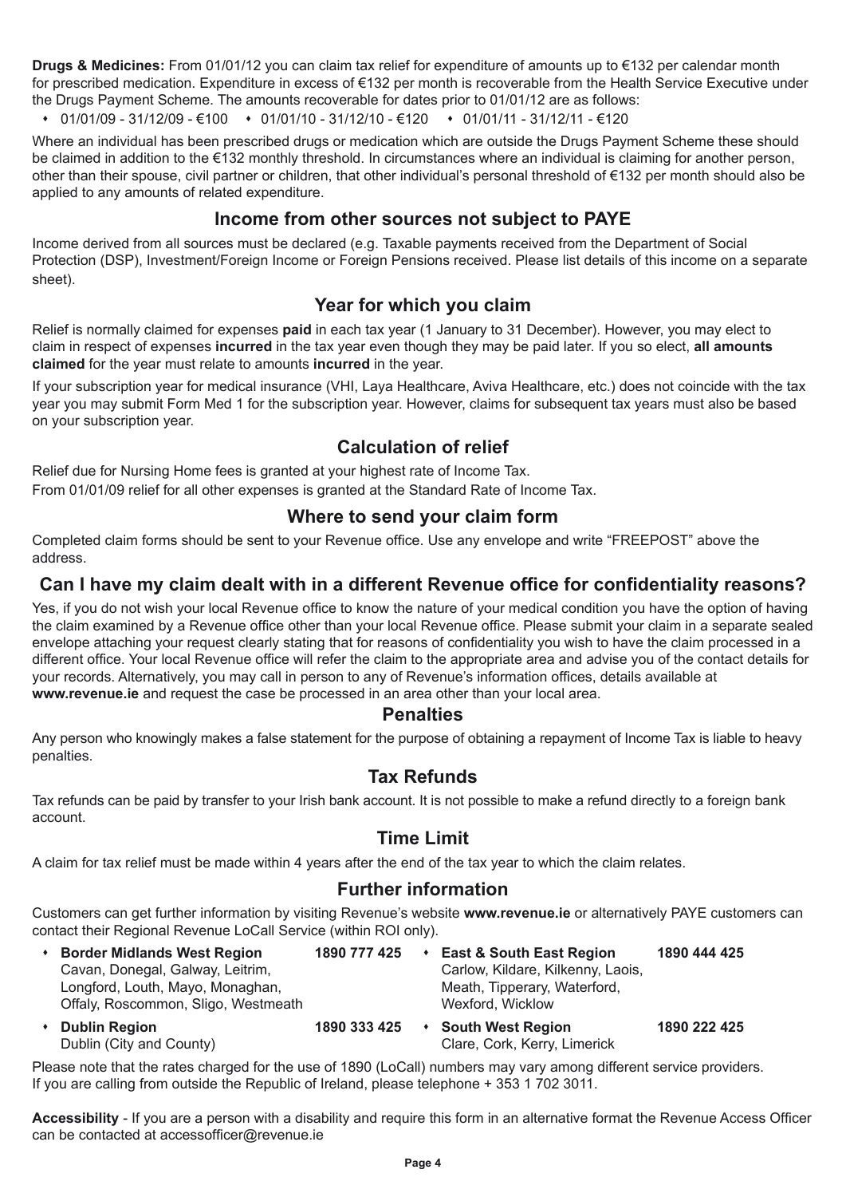**Drugs & Medicines:** From 01/01/12 you can claim tax relief for expenditure of amounts up to €132 per calendar month for prescribed medication. Expenditure in excess of €132 per month is recoverable from the Health Service Executive under the Drugs Payment Scheme. The amounts recoverable for dates prior to 01/01/12 are as follows:

- 01/01/09 - 31/12/09 - €100
- 01/01/10 - 31/12/10 - €120
- 01/01/11 - 31/12/11 - €120

Where an individual has been prescribed drugs or medication which are outside the Drugs Payment Scheme these should be claimed in addition to the €132 monthly threshold. In circumstances where an individual is claiming for another person, other than their spouse, civil partner or children, that other individual's personal threshold of €132 per month should also be applied to any amounts of related expenditure.

## Income from other sources not subject to PAYE

Income derived from all sources must be declared (e.g. Taxable payments received from the Department of Social Protection (DSP), Investment/Foreign Income or Foreign Pensions received. Please list details of this income on a separate sheet).

## Year for which you claim

Relief is normally claimed for expenses **paid** in each tax year (1 January to 31 December). However, you may elect to claim in respect of expenses **incurred** in the tax year even though they may be paid later. If you so elect, **all amounts claimed** for the year must relate to amounts **incurred** in the year.

If your subscription year for medical insurance (VHI, Laya Healthcare, Aviva Healthcare, etc.) does not coincide with the tax year you may submit Form Med 1 for the subscription year. However, claims for subsequent tax years must also be based on your subscription year.

## Calculation of relief

Relief due for Nursing Home fees is granted at your highest rate of Income Tax.
From 01/01/09 relief for all other expenses is granted at the Standard Rate of Income Tax.

## Where to send your claim form

Completed claim forms should be sent to your Revenue office. Use any envelope and write "FREEPOST" above the address.

## Can I have my claim dealt with in a different Revenue office for confidentiality reasons?

Yes, if you do not wish your local Revenue office to know the nature of your medical condition you have the option of having the claim examined by a Revenue office other than your local Revenue office. Please submit your claim in a separate sealed envelope attaching your request clearly stating that for reasons of confidentiality you wish to have the claim processed in a different office. Your local Revenue office will refer the claim to the appropriate area and advise you of the contact details for your records. Alternatively, you may call in person to any of Revenue's information offices, details available at **www.revenue.ie** and request the case be processed in an area other than your local area.

## Penalties

Any person who knowingly makes a false statement for the purpose of obtaining a repayment of Income Tax is liable to heavy penalties.

## Tax Refunds

Tax refunds can be paid by transfer to your Irish bank account. It is not possible to make a refund directly to a foreign bank account.

## Time Limit

A claim for tax relief must be made within 4 years after the end of the tax year to which the claim relates.

## Further information

Customers can get further information by visiting Revenue's website **www.revenue.ie** or alternatively PAYE customers can contact their Regional Revenue LoCall Service (within ROI only).

- **Border Midlands West Region** — **1890 777 425**
  Cavan, Donegal, Galway, Leitrim, Longford, Louth, Mayo, Monaghan, Offaly, Roscommon, Sligo, Westmeath
- **East & South East Region** — **1890 444 425**
  Carlow, Kildare, Kilkenny, Laois, Meath, Tipperary, Waterford, Wexford, Wicklow
- **Dublin Region** — **1890 333 425**
  Dublin (City and County)
- **South West Region** — **1890 222 425**
  Clare, Cork, Kerry, Limerick

Please note that the rates charged for the use of 1890 (LoCall) numbers may vary among different service providers.
If you are calling from outside the Republic of Ireland, please telephone + 353 1 702 3011.

**Accessibility** - If you are a person with a disability and require this form in an alternative format the Revenue Access Officer can be contacted at accessofficer@revenue.ie